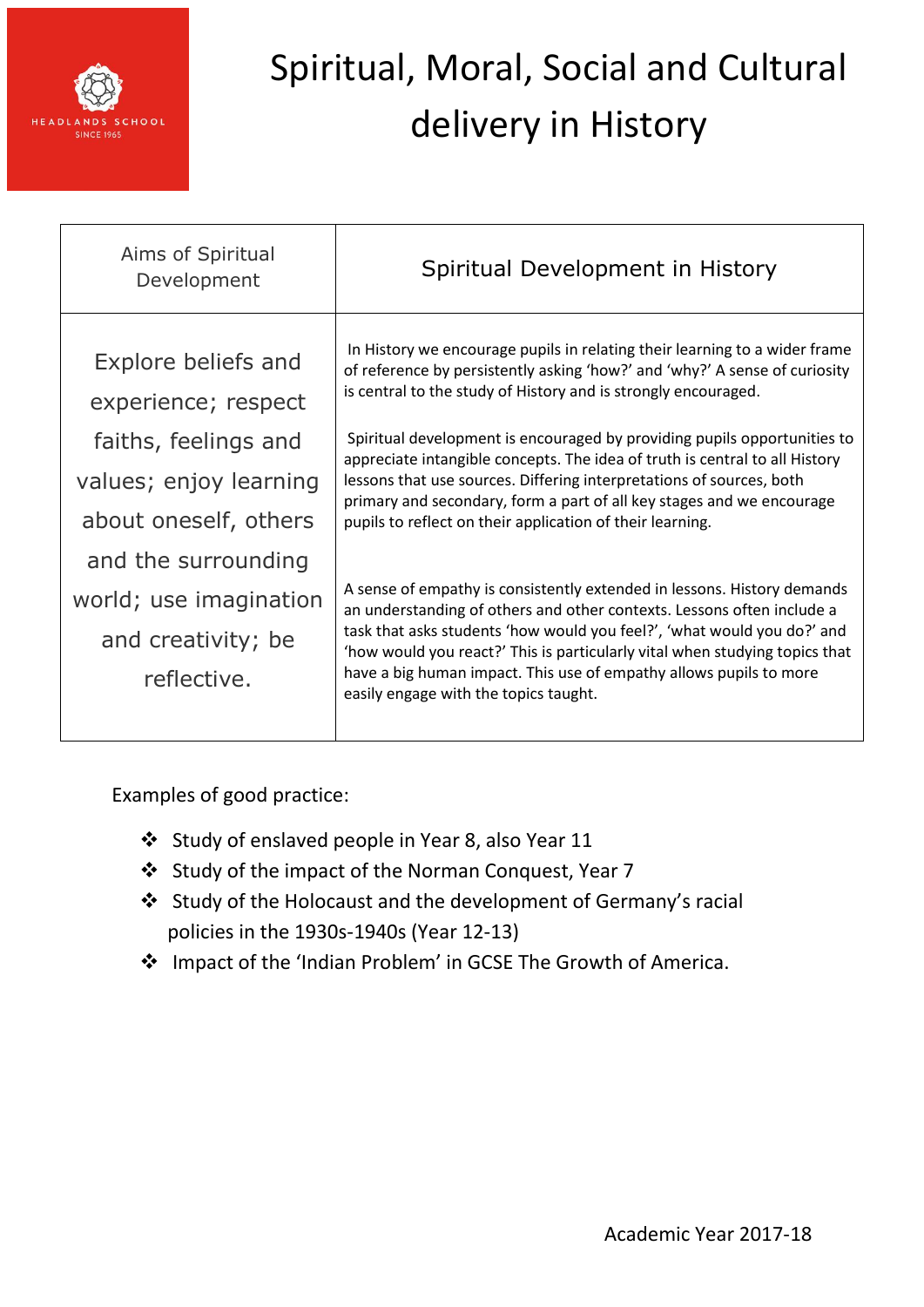HEADLANDS SCHOOL
SINCE 1965

# Spiritual, Moral, Social and Cultural delivery in History

| Aims of Spiritual Development | Spiritual Development in History |
|---|---|
| Explore beliefs and experience; respect faiths, feelings and values; enjoy learning about oneself, others and the surrounding world; use imagination and creativity; be reflective. | In History we encourage pupils in relating their learning to a wider frame of reference by persistently asking 'how?' and 'why?' A sense of curiosity is central to the study of History and is strongly encouraged.<br><br>Spiritual development is encouraged by providing pupils opportunities to appreciate intangible concepts. The idea of truth is central to all History lessons that use sources. Differing interpretations of sources, both primary and secondary, form a part of all key stages and we encourage pupils to reflect on their application of their learning.<br><br>A sense of empathy is consistently extended in lessons. History demands an understanding of others and other contexts. Lessons often include a task that asks students 'how would you feel?', 'what would you do?' and 'how would you react?' This is particularly vital when studying topics that have a big human impact. This use of empathy allows pupils to more easily engage with the topics taught. |

Examples of good practice:

- Study of enslaved people in Year 8, also Year 11
- Study of the impact of the Norman Conquest, Year 7
- Study of the Holocaust and the development of Germany's racial policies in the 1930s-1940s (Year 12-13)
- Impact of the 'Indian Problem' in GCSE The Growth of America.

Academic Year 2017-18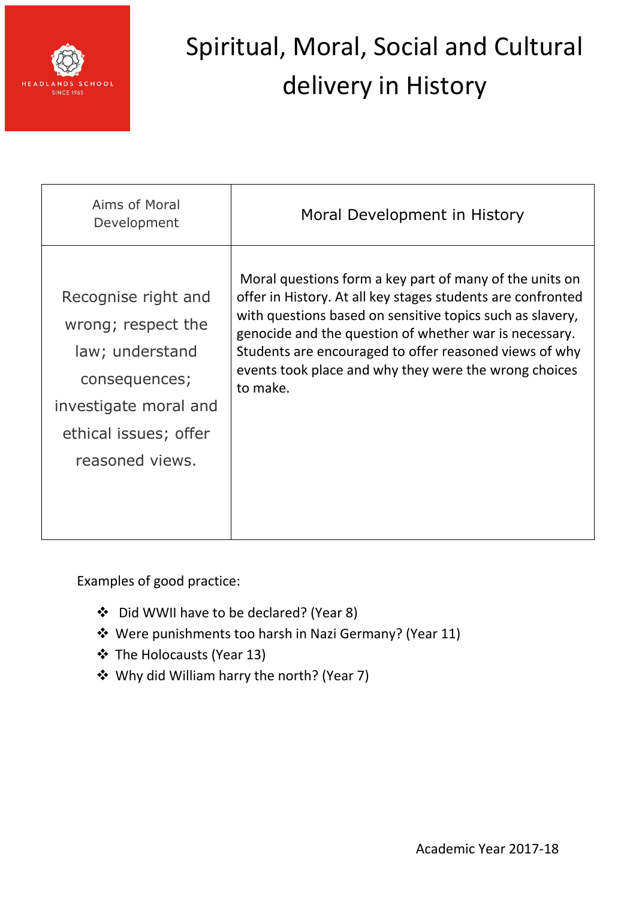HEADLANDS SCHOOL
SINCE 1965

# Spiritual, Moral, Social and Cultural delivery in History

| Aims of Moral Development | Moral Development in History |
| --- | --- |
| Recognise right and wrong; respect the law; understand consequences; investigate moral and ethical issues; offer reasoned views. | Moral questions form a key part of many of the units on offer in History. At all key stages students are confronted with questions based on sensitive topics such as slavery, genocide and the question of whether war is necessary. Students are encouraged to offer reasoned views of why events took place and why they were the wrong choices to make. |

Examples of good practice:

- Did WWII have to be declared? (Year 8)
- Were punishments too harsh in Nazi Germany? (Year 11)
- The Holocausts (Year 13)
- Why did William harry the north? (Year 7)

Academic Year 2017-18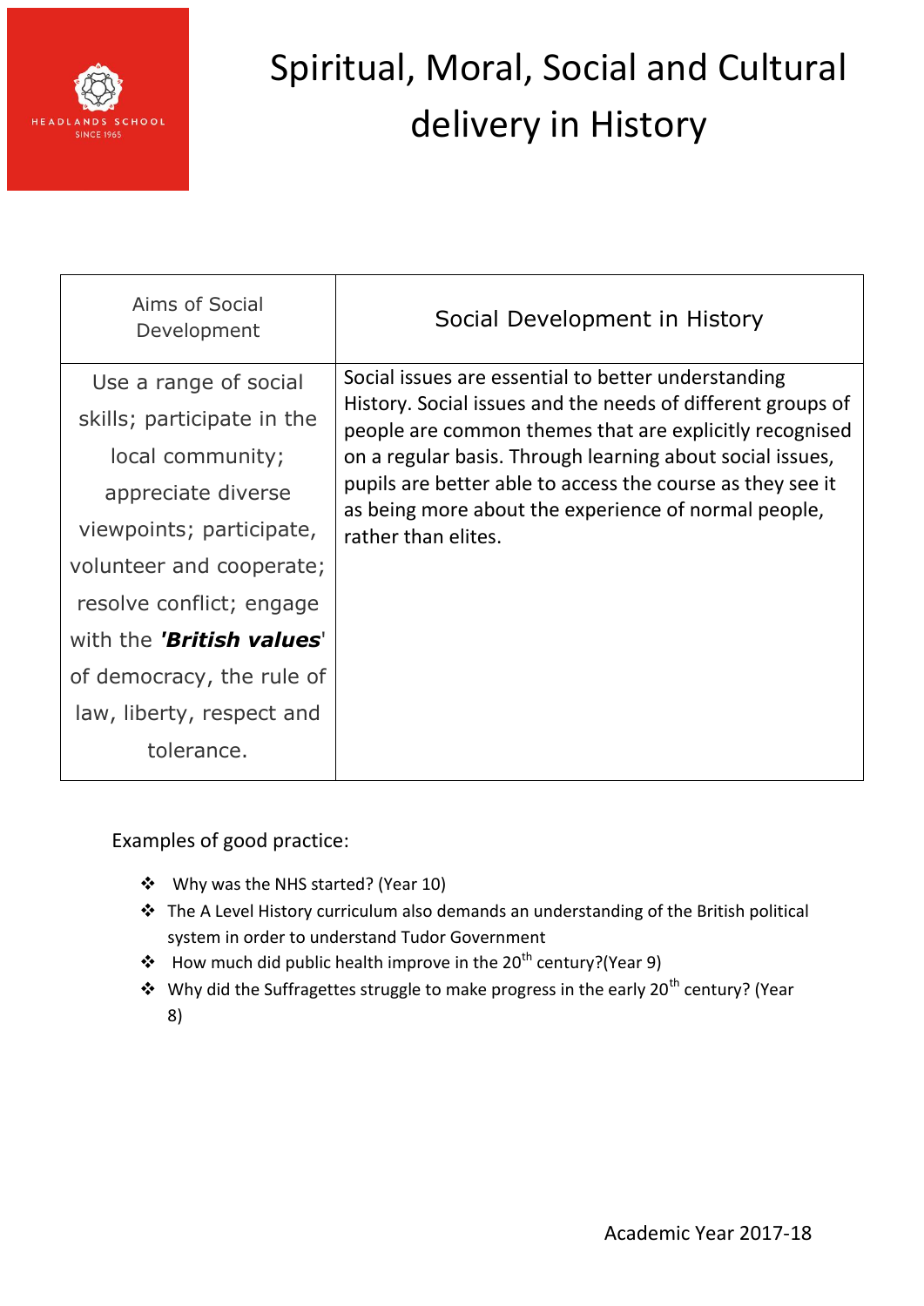HEADLANDS SCHOOL
SINCE 1965

# Spiritual, Moral, Social and Cultural delivery in History

| Aims of Social Development | Social Development in History |
| --- | --- |
| Use a range of social skills; participate in the local community; appreciate diverse viewpoints; participate, volunteer and cooperate; resolve conflict; engage with the '***British values***' of democracy, the rule of law, liberty, respect and tolerance. | Social issues are essential to better understanding History. Social issues and the needs of different groups of people are common themes that are explicitly recognised on a regular basis. Through learning about social issues, pupils are better able to access the course as they see it as being more about the experience of normal people, rather than elites. |

Examples of good practice:

- Why was the NHS started? (Year 10)
- The A Level History curriculum also demands an understanding of the British political system in order to understand Tudor Government
- How much did public health improve in the 20th century?(Year 9)
- Why did the Suffragettes struggle to make progress in the early 20th century? (Year 8)

Academic Year 2017-18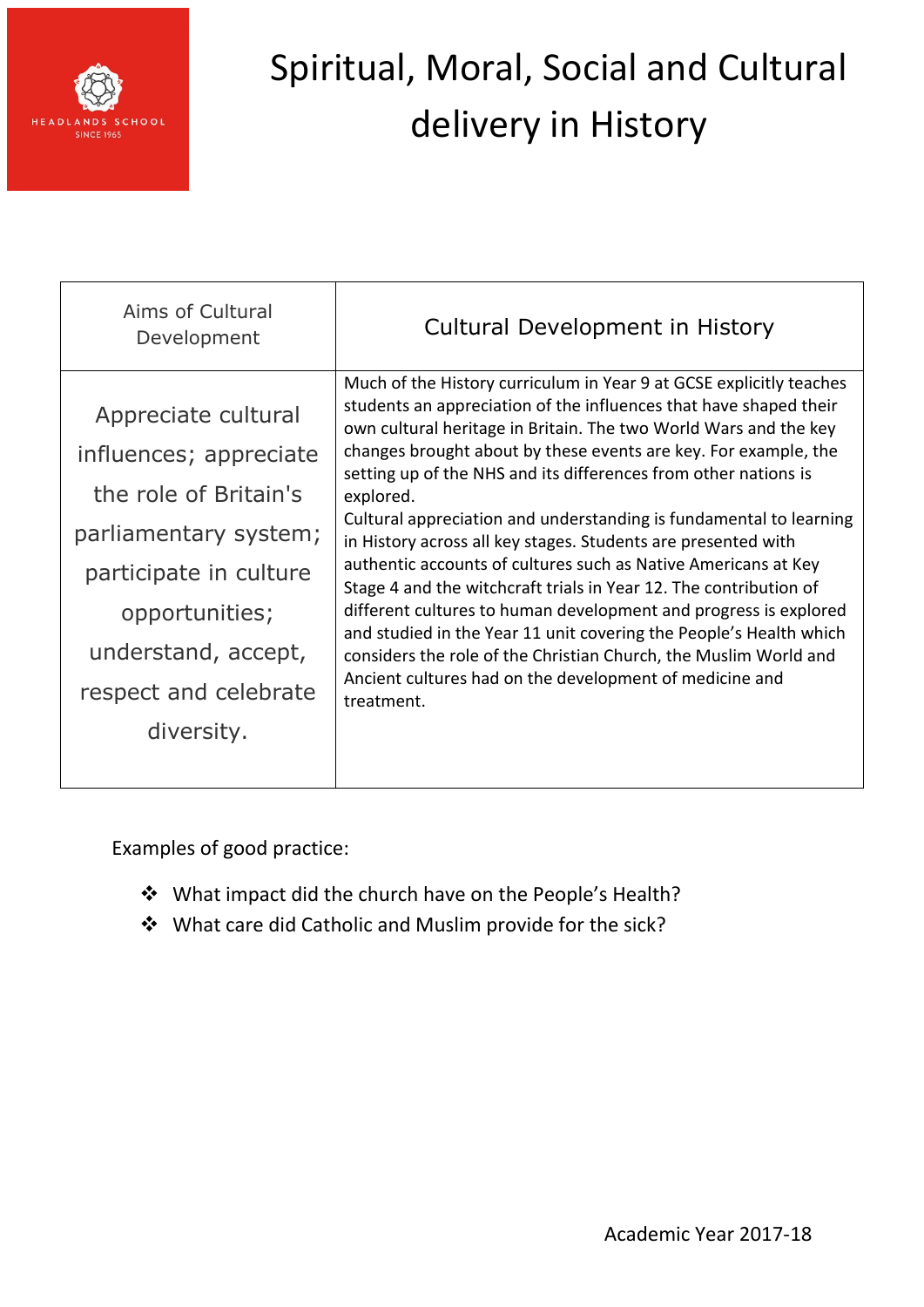HEADLANDS SCHOOL
SINCE 1965

# Spiritual, Moral, Social and Cultural delivery in History

| Aims of Cultural Development | Cultural Development in History |
|---|---|
| Appreciate cultural influences; appreciate the role of Britain's parliamentary system; participate in culture opportunities; understand, accept, respect and celebrate diversity. | Much of the History curriculum in Year 9 at GCSE explicitly teaches students an appreciation of the influences that have shaped their own cultural heritage in Britain. The two World Wars and the key changes brought about by these events are key. For example, the setting up of the NHS and its differences from other nations is explored.<br>Cultural appreciation and understanding is fundamental to learning in History across all key stages. Students are presented with authentic accounts of cultures such as Native Americans at Key Stage 4 and the witchcraft trials in Year 12. The contribution of different cultures to human development and progress is explored and studied in the Year 11 unit covering the People's Health which considers the role of the Christian Church, the Muslim World and Ancient cultures had on the development of medicine and treatment. |

Examples of good practice:

- What impact did the church have on the People's Health?
- What care did Catholic and Muslim provide for the sick?

Academic Year 2017-18